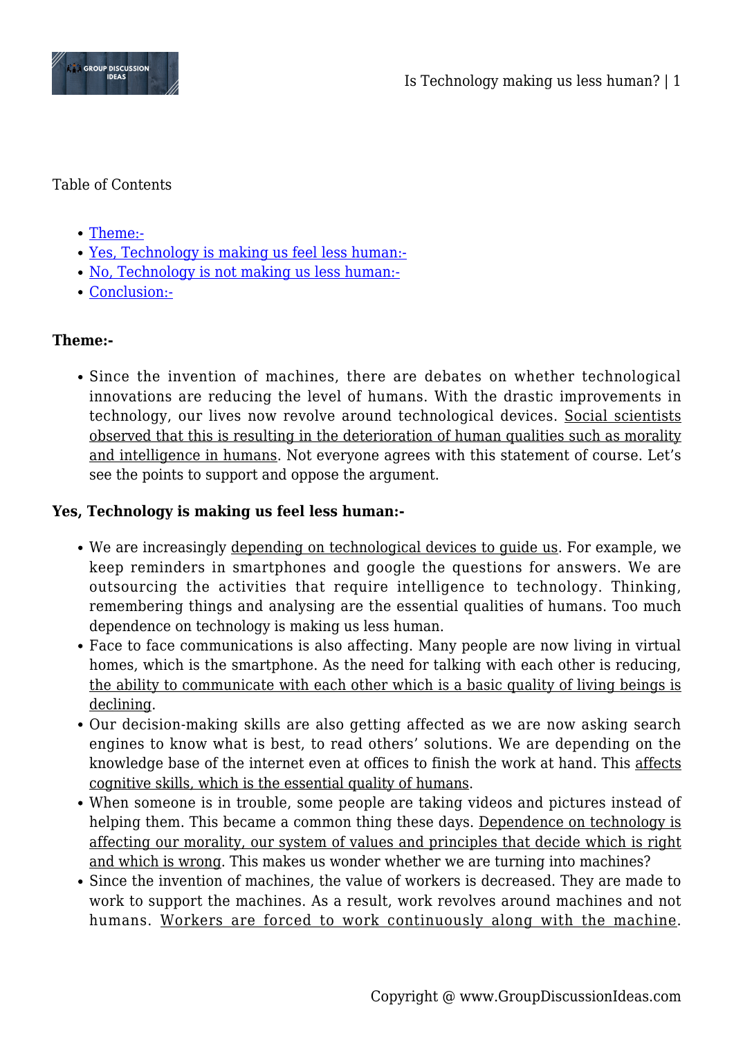Table of Contents

- Theme:-
- Yes, Technology is making us feel less human:-
- No, Technology is not making us less human:-
- Conclusion:-

**Theme:-**

- Since the invention of machines, there are debates on whether technological innovations are reducing the level of humans. With the drastic improvements in technology, our lives now revolve around technological devices. Social scientists observed that this is resulting in the deterioration of human qualities such as morality and intelligence in humans. Not everyone agrees with this statement of course. Let's see the points to support and oppose the argument.

**Yes, Technology is making us feel less human:-**

- We are increasingly depending on technological devices to guide us. For example, we keep reminders in smartphones and google the questions for answers. We are outsourcing the activities that require intelligence to technology. Thinking, remembering things and analysing are the essential qualities of humans. Too much dependence on technology is making us less human.
- Face to face communications is also affecting. Many people are now living in virtual homes, which is the smartphone. As the need for talking with each other is reducing, the ability to communicate with each other which is a basic quality of living beings is declining.
- Our decision-making skills are also getting affected as we are now asking search engines to know what is best, to read others' solutions. We are depending on the knowledge base of the internet even at offices to finish the work at hand. This affects cognitive skills, which is the essential quality of humans.
- When someone is in trouble, some people are taking videos and pictures instead of helping them. This became a common thing these days. Dependence on technology is affecting our morality, our system of values and principles that decide which is right and which is wrong. This makes us wonder whether we are turning into machines?
- Since the invention of machines, the value of workers is decreased. They are made to work to support the machines. As a result, work revolves around machines and not humans. Workers are forced to work continuously along with the machine.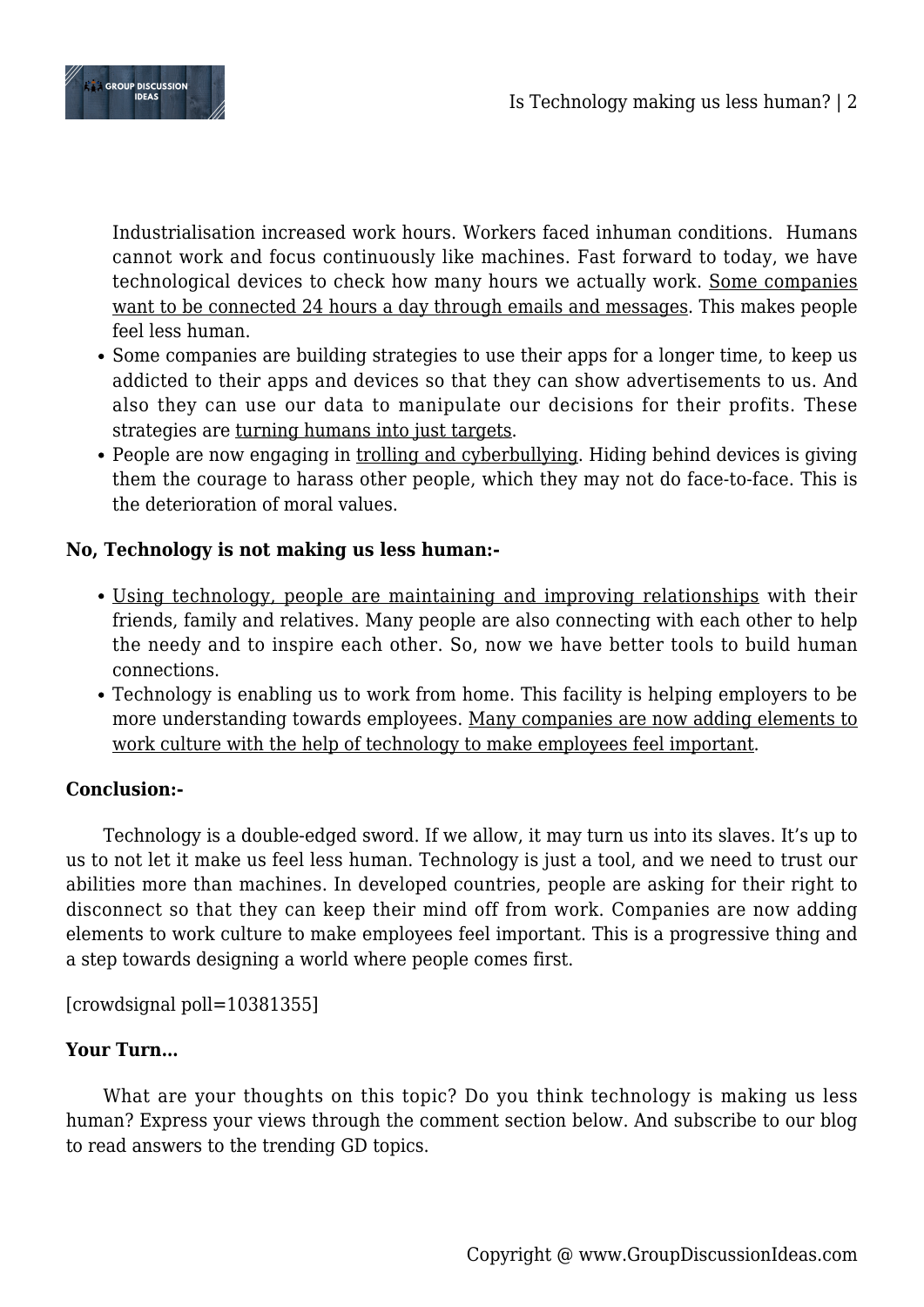Industrialisation increased work hours. Workers faced inhuman conditions. Humans cannot work and focus continuously like machines. Fast forward to today, we have technological devices to check how many hours we actually work. Some companies want to be connected 24 hours a day through emails and messages. This makes people feel less human.

- Some companies are building strategies to use their apps for a longer time, to keep us addicted to their apps and devices so that they can show advertisements to us. And also they can use our data to manipulate our decisions for their profits. These strategies are turning humans into just targets.
- People are now engaging in trolling and cyberbullying. Hiding behind devices is giving them the courage to harass other people, which they may not do face-to-face. This is the deterioration of moral values.

**No, Technology is not making us less human:-**

- Using technology, people are maintaining and improving relationships with their friends, family and relatives. Many people are also connecting with each other to help the needy and to inspire each other. So, now we have better tools to build human connections.
- Technology is enabling us to work from home. This facility is helping employers to be more understanding towards employees. Many companies are now adding elements to work culture with the help of technology to make employees feel important.

**Conclusion:-**

Technology is a double-edged sword. If we allow, it may turn us into its slaves. It's up to us to not let it make us feel less human. Technology is just a tool, and we need to trust our abilities more than machines. In developed countries, people are asking for their right to disconnect so that they can keep their mind off from work. Companies are now adding elements to work culture to make employees feel important. This is a progressive thing and a step towards designing a world where people comes first.

[crowdsignal poll=10381355]

**Your Turn…**

What are your thoughts on this topic? Do you think technology is making us less human? Express your views through the comment section below. And subscribe to our blog to read answers to the trending GD topics.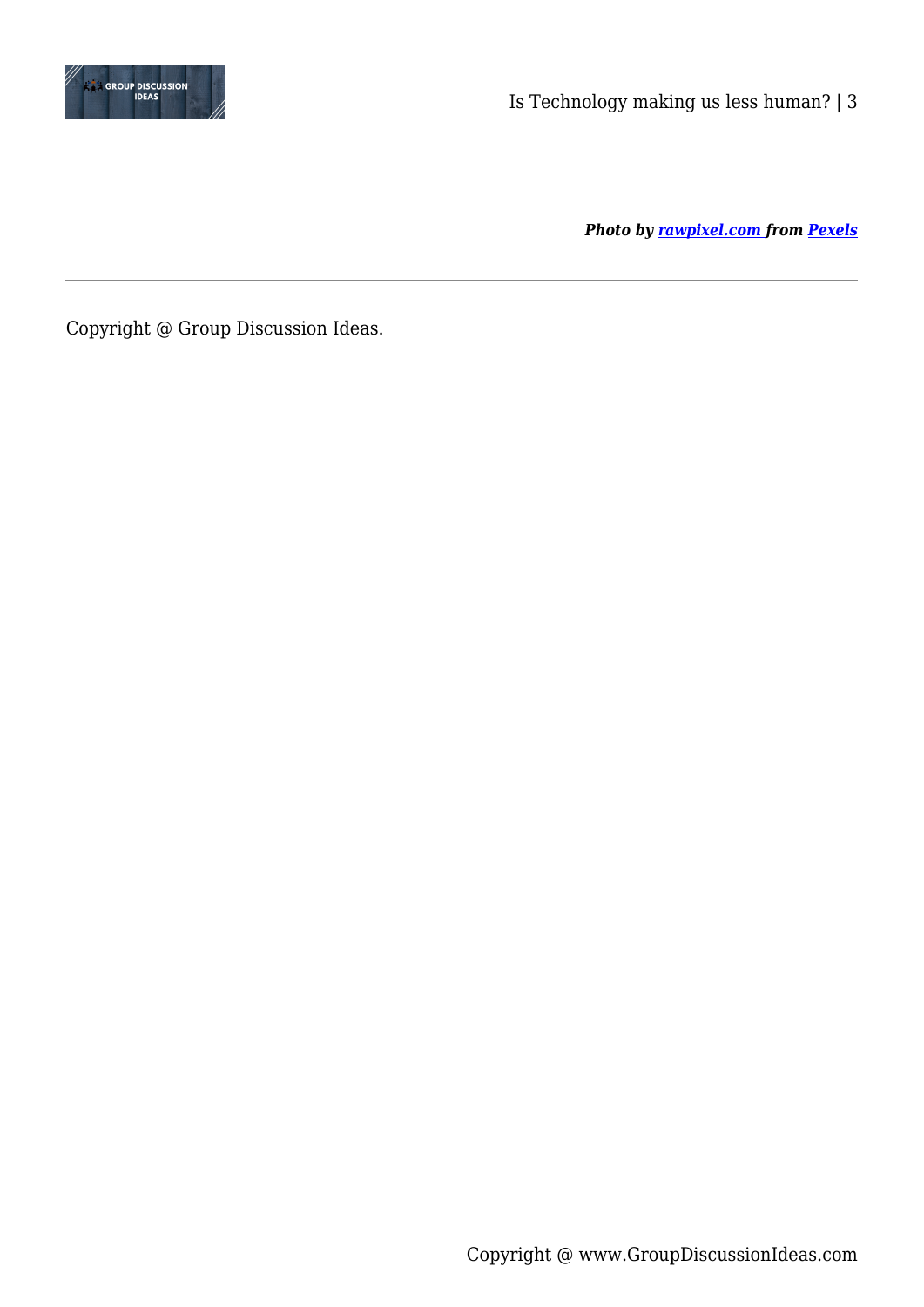***Photo by [rawpixel.com](rawpixel.com) from [Pexels](Pexels)***

---

Copyright @ Group Discussion Ideas.